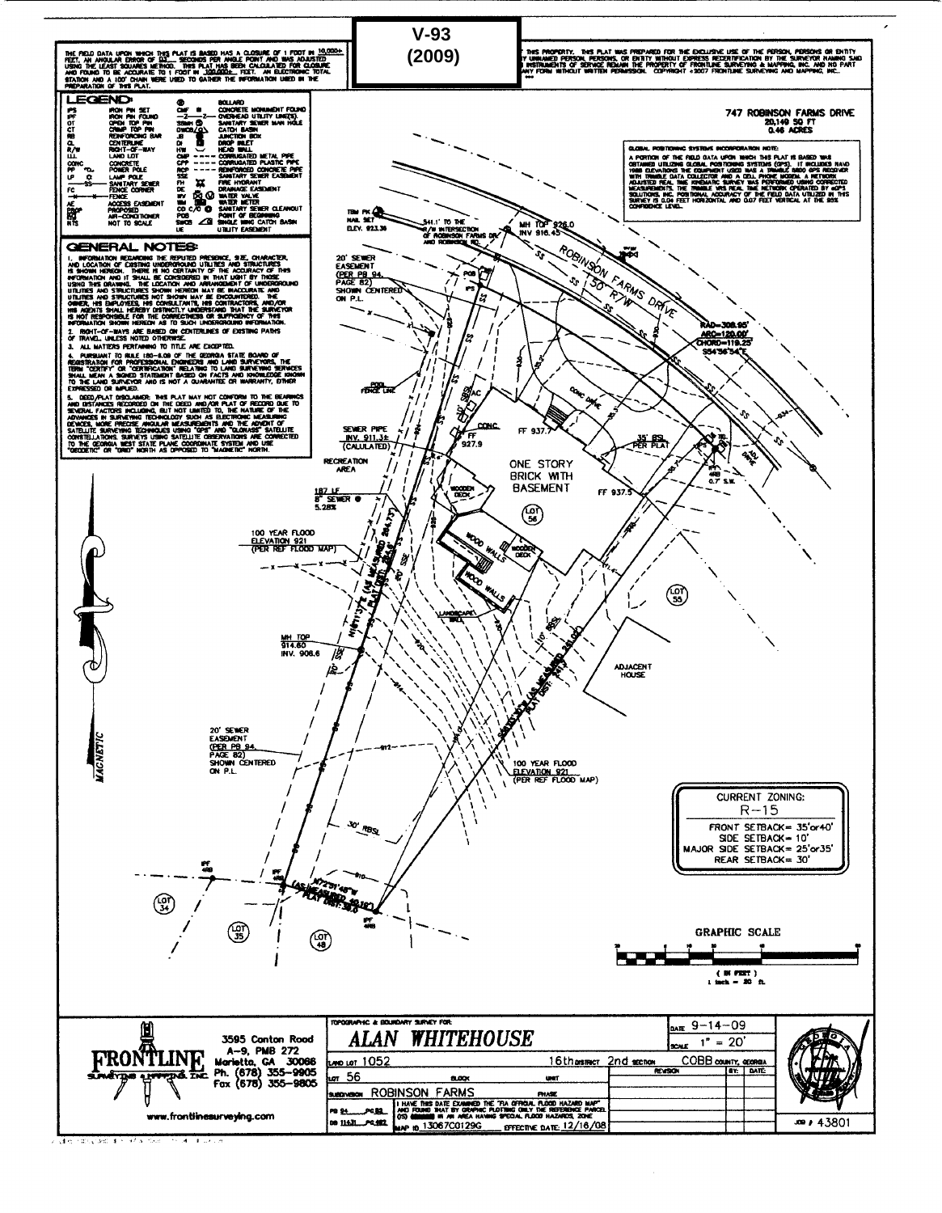# V-93
# (2009)

THE FIELD DATA UPON WHICH THIS PLAT IS BASED HAS A CLOSURE OF 1 FOOT IN 10,000+ FEET, AN ANGULAR ERROR OF 03 SECONDS PER ANGLE POINT AND WAS ADJUSTED USING THE LEAST SQUARES METHOD. THIS PLAT HAS BEEN CALCULATED FOR CLOSURE AND FOUND TO BE ACCURATE TO 1 FOOT IN 100,000+ FEET. AN ELECTRONIC TOTAL STATION AND A 100' CHAIN WERE USED TO GATHER THE INFORMATION USED IN THE PREPARATION OF THIS PLAT.

THIS PROPERTY. THIS PLAT WAS PREPARED FOR THE EXCLUSIVE USE OF THE PERSON, PERSONS OR ENTITY ... UNNAMED PERSON, PERSONS, OR ENTITY WITHOUT EXPRESS RECERTIFICATION BY THE SURVEYOR NAMING SAID ... INSTRUMENTS OF SERVICE REMAIN THE PROPERTY OF FRONTLINE SURVEYING & MAPPING, INC. AND NO PART ... ANY FORM WITHOUT WRITTEN PERMISSION. COPYRIGHT ©2007 FRONTLINE SURVEYING AND MAPPING, INC.

## LEGEND:

| | | | |
|---|---|---|---|
| IPS | IRON PIN SET | ◉ | BOLLARD |
| IPF | IRON PIN FOUND | CMF ■ | CONCRETE MONUMENT FOUND |
| OT | OPEN TOP PIN | —Z— | OVERHEAD UTILITY LINE(S) |
| CT | CRIMP TOP PIN | SSMH | SANITARY SEWER MAN HOLE |
| RB | REINFORCING BAR | CB/WCB | CATCH BASIN |
| CL | CENTERLINE | JB | JUNCTION BOX |
| R/W | RIGHT-OF-WAY | DI | DROP INLET |
| LL | LAND LOT | HW | HEAD WALL |
| CONC | CONCRETE | CMP | CORRUGATED METAL PIPE |
| PP | POWER POLE | CPP | CORRUGATED PLASTIC PIPE |
| LP | LAMP POLE | RCP | REINFORCED CONCRETE PIPE |
| —SS— | SANITARY SEWER | SSE | SANITARY SEWER EASEMENT |
| FC | FENCE CORNER | FH | FIRE HYDRANT |
| —x— | FENCE | DE | DRAINAGE EASEMENT |
| AE | ACCESS EASEMENT | WV | WATER VALVE |
| PROP | PROPOSED | WM | WATER METER |
| A/C | AIR-CONDITIONER | CO | SANITARY SEWER CLEANOUT |
| NTS | NOT TO SCALE | POB | POINT OF BEGINNING |
| | | SWCB | SINGLE WING CATCH BASIN |
| | | UE | UTILITY EASEMENT |

## GENERAL NOTES:

1. INFORMATION REGARDING THE REPUTED PRESENCE, SIZE, CHARACTER, AND LOCATION OF EXISTING UNDERGROUND UTILITIES AND STRUCTURES IS SHOWN HEREON. THERE IS NO CERTAINTY OF THE ACCURACY OF THIS INFORMATION AND IT SHALL BE CONSIDERED IN THAT LIGHT BY THOSE USING THIS DRAWING. THE LOCATION AND ARRANGEMENT OF UNDERGROUND UTILITIES AND STRUCTURES SHOWN HEREON MAY BE INACCURATE AND UTILITIES AND STRUCTURES NOT SHOWN MAY BE ENCOUNTERED. THE OWNER, HIS EMPLOYEES, HIS CONSULTANTS, HIS CONTRACTORS, AND/OR HIS AGENTS SHALL HEREBY DISTINCTLY UNDERSTAND THAT THE SURVEYOR IS NOT RESPONSIBLE FOR THE CORRECTNESS OR SUFFICIENCY OF THIS INFORMATION SHOWN HEREON AS TO SUCH UNDERGROUND INFORMATION.
2. RIGHT-OF-WAYS ARE BASED ON CENTERLINES OF EXISTING PATHS OF TRAVEL, UNLESS NOTED OTHERWISE.
3. ALL MATTERS PERTAINING TO TITLE ARE EXCEPTED.
4. PURSUANT TO RULE 180-6.09 OF THE GEORGIA STATE BOARD OF REGISTRATION FOR PROFESSIONAL ENGINEERS AND LAND SURVEYORS, THE TERM "CERTIFY" OR "CERTIFICATION" RELATING TO LAND SURVEYING SERVICES SHALL MEAN A SIGNED STATEMENT BASED ON FACTS AND KNOWLEDGE KNOWN TO THE LAND SURVEYOR AND IS NOT A GUARANTEE OR WARRANTY, EITHER EXPRESSED OR IMPLIED.
5. DEED/PLAT DISCLAIMER: THIS PLAT MAY NOT CONFORM TO THE BEARINGS AND DISTANCES RECORDED ON THE DEED AND/OR PLAT OF RECORD DUE TO SEVERAL FACTORS INCLUDING, BUT NOT LIMITED TO, THE NATURE OF THE ADVANCES IN SURVEYING TECHNOLOGY SUCH AS ELECTRONIC MEASURING DEVICES, MORE PRECISE ANGULAR MEASUREMENTS AND THE ADVENT OF SATELLITE SURVEYING TECHNIQUES USING "GPS" AND "GLONASS" SATELLITE CONSTELLATIONS. SURVEYS USING SATELLITE OBSERVATIONS ARE CORRECTED TO THE GEORGIA WEST STATE PLANE COORDINATE SYSTEM AND USE "GEODETIC" OR "GRID" NORTH AS OPPOSED TO "MAGNETIC" NORTH.

**747 ROBINSON FARMS DRIVE**
20,149 SQ FT
0.46 ACRES

**GLOBAL POSITIONING SYSTEMS INCORPORATION NOTE:**
A PORTION OF THE FIELD DATA UPON WHICH THIS PLAT IS BASED WAS OBTAINED UTILIZING GLOBAL POSITIONING SYSTEMS (GPS). IT INCLUDES NAVD 1988 ELEVATIONS. THE EQUIPMENT USED WAS A TRIMBLE 5800 GPS RECEIVER WITH TRIMBLE DATA COLLECTOR AND A CELL PHONE MODEM. A NETWORK ADJUSTED REAL TIME KINEMATIC SURVEY WAS PERFORMED USING CORRECTED MEASUREMENTS. THE TRIMBLE VRS REAL TIME NETWORK OPERATED BY eGPS SOLUTIONS, INC. POSITIONAL ACCURACY OF THE FIELD DATA UTILIZED IN THIS SURVEY IS 0.04 FEET HORIZONTAL AND 0.07 FEET VERTICAL AT THE 95% CONFIDENCE LEVEL.

TBM PK NAIL SET ELEV. 923.38

341.1' TO THE R/W INTERSECTION OF ROBINSON FARMS DR. AND ROBINSON RD.

MH TOP 926.0
INV 916.45

ROBINSON FARMS DRIVE
50' R/W

RAD=308.95'
ARC=120.00'
CHORD=119.25'
S54°56'54"E

20' SEWER EASEMENT (PER PB 94, PAGE 82) SHOWN CENTERED ON P.L.

POB

POOL FENCE LINE

CONC DRIVE

SEWER PIPE INV. 911.3± (CALULATED)

FF 927.9

FF 937.7

35' BSL PER PLAT

IPF 4RB 0.7' S.W.

RECREATION AREA

ONE STORY BRICK WITH BASEMENT

FF 937.5

187 LF 8" SEWER @ 5.28%

LOT 56

WOODEN DECK

100 YEAR FLOOD ELEVATION 921 (PER REF FLOOD MAP)

WOOD WALLS

LOT 55

N16°11'37"E (AS MEASURED) 264.73' (PLAT DIST. 263.6')

LANDSCAPE WALL

MH TOP 914.60
INV. 906.6

110' BSL

S46°... (AS MEASURED) 241.9' (PLAT DIST. 241')

ADJACENT HOUSE

MAGNETIC

20' SEWER EASEMENT (PER PB 94, PAGE 82) SHOWN CENTERED ON P.L.

100 YEAR FLOOD ELEVATION 921 (PER REF FLOOD MAP)

30' RBSL

**CURRENT ZONING:**
**R-15**
FRONT SETBACK= 35'or40'
SIDE SETBACK= 10'
MAJOR SIDE SETBACK= 25'or35'
REAR SETBACK= 30'

N72°51'48"W (AS MEASURED) 40.18' (PLAT DIST. 38.0')

IPF 4RB

LOT 34 &nbsp; LOT 35 &nbsp; LOT 48

**GRAPHIC SCALE**
( IN FEET )
1 inch = 20 ft.

**FRONTLINE SURVEYING & MAPPING, INC.**
3595 Canton Road
A-9, PMB 272
Marietta, GA 30066
Ph. (678) 355-9905
Fax (678) 355-9805
www.frontlinesurveying.com

TOPOGRAPHIC & BOUNDARY SURVEY FOR:
***ALAN WHITEHOUSE***

| | | | |
|---|---|---|---|
| LAND LOT 1052 | 16th DISTRICT 2nd SECTION | COBB COUNTY, GEORGIA | DATE 9-14-09 |
| LOT 56 | BLOCK | UNIT | SCALE 1" = 20' |
| SUBDIVISION ROBINSON FARMS | PHASE | | |
| PB 94 PG 82 | I HAVE THIS DATE EXAMINED THE "FIA OFFICIAL FLOOD HAZARD MAP" AND FOUND THAT BY GRAPHIC PLOTTING ONLY THE REFERENCE PARCEL (IS) ... IN AN AREA HAVING SPECIAL FLOOD HAZARDS, ZONE | | |
| DB 11631 PG 682 | MAP ID 13067C0129G EFFECTIVE DATE: 12/16/08 | | JOB # 43801 |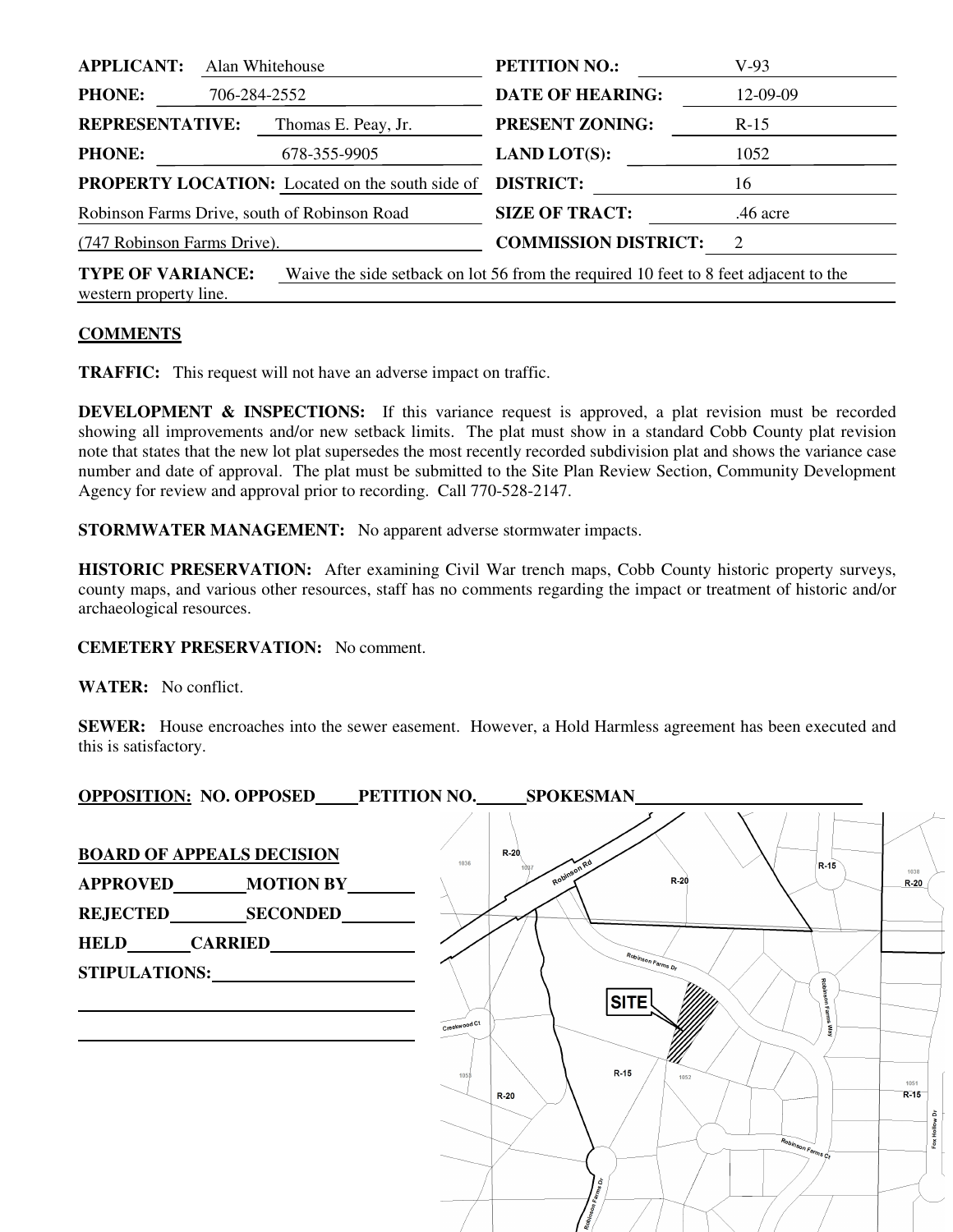| | | | |
|---|---|---|---|
| **APPLICANT:** | Alan Whitehouse | **PETITION NO.:** | V-93 |
| **PHONE:** | 706-284-2552 | **DATE OF HEARING:** | 12-09-09 |
| **REPRESENTATIVE:** | Thomas E. Peay, Jr. | **PRESENT ZONING:** | R-15 |
| **PHONE:** | 678-355-9905 | **LAND LOT(S):** | 1052 |
| **PROPERTY LOCATION:** | Located on the south side of Robinson Farms Drive, south of Robinson Road (747 Robinson Farms Drive). | **DISTRICT:** | 16 |
| | | **SIZE OF TRACT:** | .46 acre |
| | | **COMMISSION DISTRICT:** | 2 |

**TYPE OF VARIANCE:** Waive the side setback on lot 56 from the required 10 feet to 8 feet adjacent to the western property line.

## COMMENTS

**TRAFFIC:** This request will not have an adverse impact on traffic.

**DEVELOPMENT & INSPECTIONS:** If this variance request is approved, a plat revision must be recorded showing all improvements and/or new setback limits. The plat must show in a standard Cobb County plat revision note that states that the new lot plat supersedes the most recently recorded subdivision plat and shows the variance case number and date of approval. The plat must be submitted to the Site Plan Review Section, Community Development Agency for review and approval prior to recording. Call 770-528-2147.

**STORMWATER MANAGEMENT:** No apparent adverse stormwater impacts.

**HISTORIC PRESERVATION:** After examining Civil War trench maps, Cobb County historic property surveys, county maps, and various other resources, staff has no comments regarding the impact or treatment of historic and/or archaeological resources.

**CEMETERY PRESERVATION:** No comment.

**WATER:** No conflict.

**SEWER:** House encroaches into the sewer easement. However, a Hold Harmless agreement has been executed and this is satisfactory.

**OPPOSITION: NO. OPPOSED\_\_\_\_\_ PETITION NO.\_\_\_\_\_ SPOKESMAN\_\_\_\_\_\_\_\_\_\_\_\_\_\_\_\_\_\_\_\_\_\_\_\_**

**BOARD OF APPEALS DECISION**

**APPROVED**\_\_\_\_\_\_\_\_ **MOTION BY**\_\_\_\_\_\_\_\_

**REJECTED**\_\_\_\_\_\_\_\_ **SECONDED**\_\_\_\_\_\_\_\_

**HELD**\_\_\_\_\_\_\_\_ **CARRIED**\_\_\_\_\_\_\_\_

**STIPULATIONS:**\_\_\_\_\_\_\_\_\_\_\_\_\_\_\_\_\_\_\_\_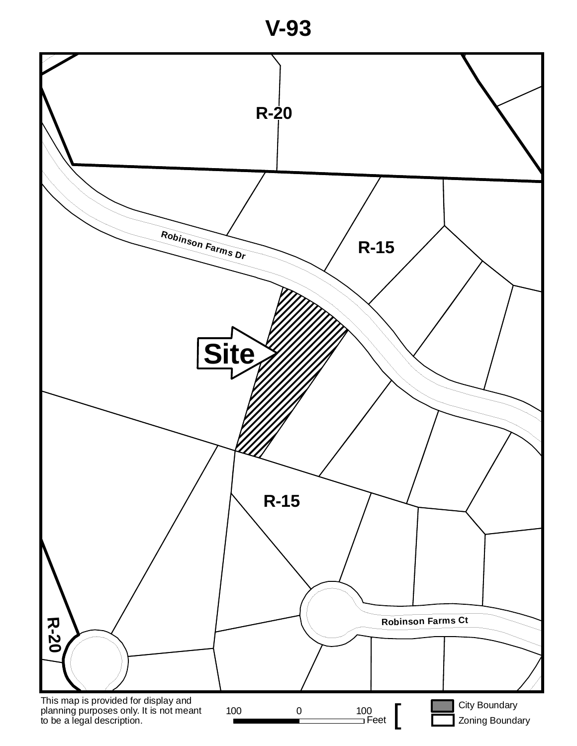# V-93

R-20

R-15

Robinson Farms Dr

Site

R-15

R-20

Robinson Farms Ct

This map is provided for display and planning purposes only. It is not meant to be a legal description.

100 0 100
Feet

City Boundary

Zoning Boundary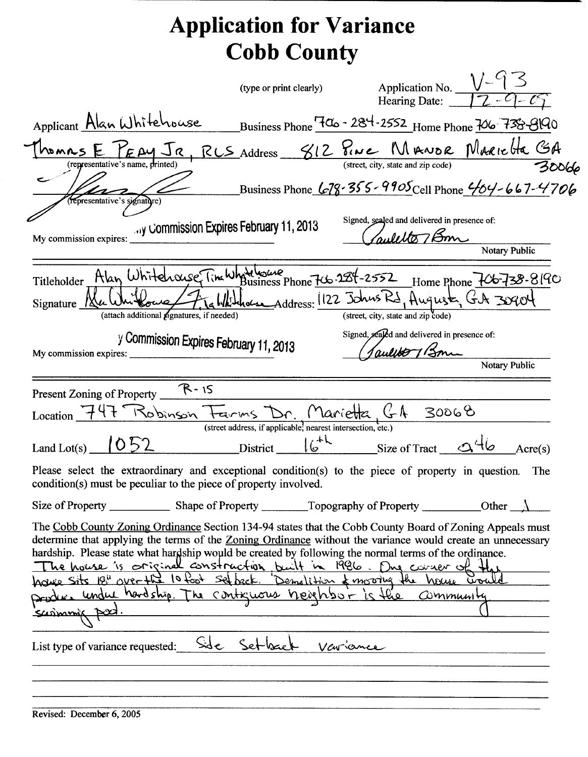# Application for Variance
# Cobb County

(type or print clearly)

Application No. V-93
Hearing Date: 12-9-09

Applicant Alan Whitehouse Business Phone 706-284-2552 Home Phone 706-738-8190

Thomas E Peay Jr, RLS Address 812 Pine Manor Marietta GA 30066
(representative's name, printed) (street, city, state and zip code)

[signature]
(representative's signature)

Business Phone 678-355-9905 Cell Phone 404-667-4706

My commission expires: My Commission Expires February 11, 2013

Signed, sealed and delivered in presence of:
[signature]
Notary Public

Titleholder Alan Whitehouse, Tina Whitehouse Business Phone 706-284-2552 Home Phone 706-738-8190

Signature [signatures] Address: 1122 Johns Rd, Augusta, GA 30904
(attach additional signatures, if needed) (street, city, state and zip code)

My commission expires: My Commission Expires February 11, 2013

Signed, sealed and delivered in presence of:
[signature]
Notary Public

Present Zoning of Property R-15

Location 747 Robinson Farms Dr. Marietta, GA 30068
(street address, if applicable; nearest intersection, etc.)

Land Lot(s) 1052 District 16th Size of Tract .346 Acre(s)

Please select the extraordinary and exceptional condition(s) to the piece of property in question. The condition(s) must be peculiar to the piece of property involved.

Size of Property \_\_\_\_\_ Shape of Property \_\_\_\_\_ Topography of Property \_\_\_\_\_ Other ✓

The Cobb County Zoning Ordinance Section 134-94 states that the Cobb County Board of Zoning Appeals must determine that applying the terms of the Zoning Ordinance without the variance would create an unnecessary hardship. Please state what hardship would be created by following the normal terms of the ordinance.

The house is original construction built in 1986. One corner of the house sits 18" over the 10 foot setback. Demolition & moving the house would produce undue hardship. The contiguous neighbor is the community swimming pool.

List type of variance requested: Side Setback Variance

Revised: December 6, 2005